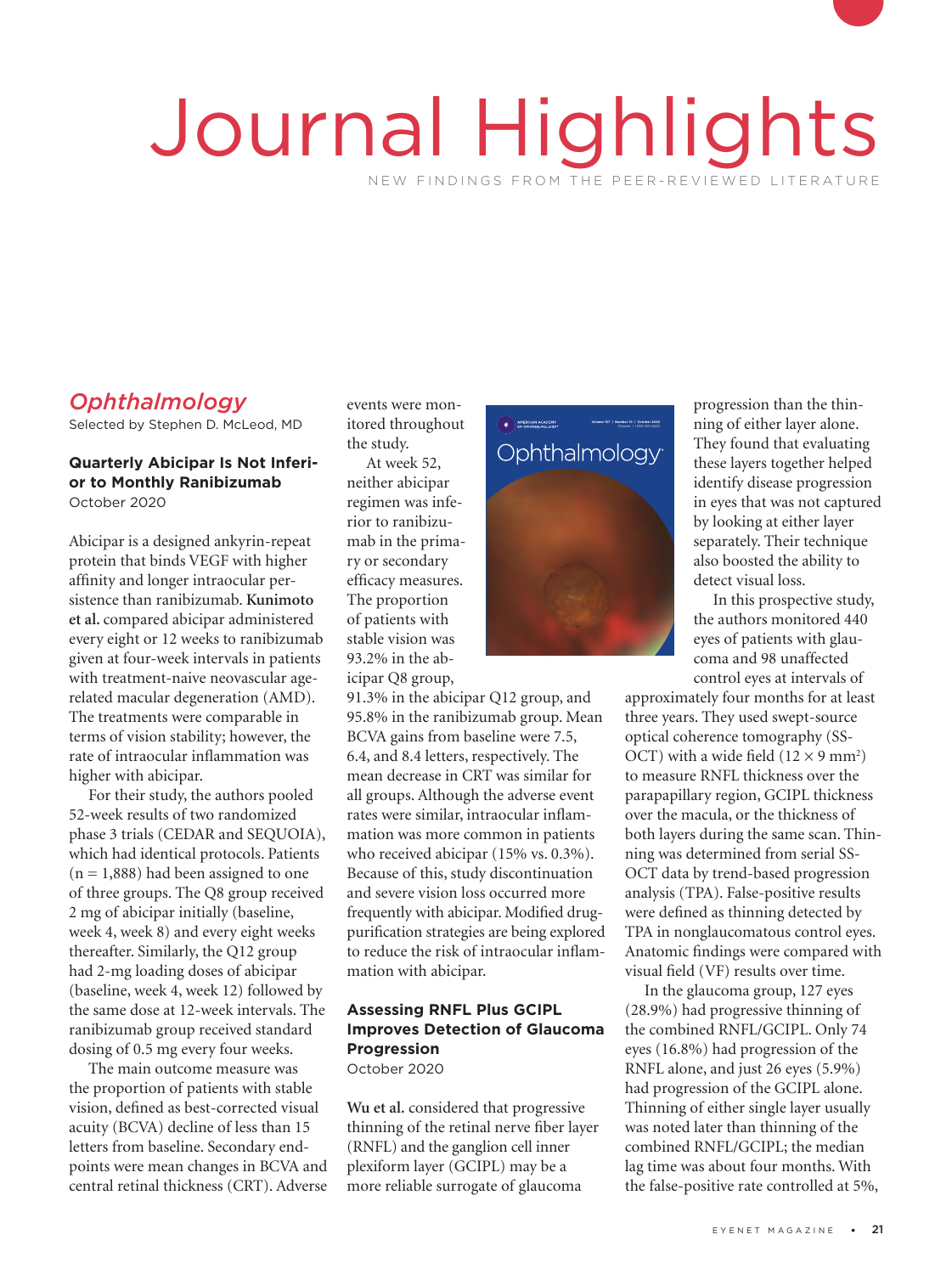# Journal Highlights

NEW FINDINGS FROM THE PEER-REVIEWED LITERATURE

## *Ophthalmology*

Selected by Stephen D. McLeod, MD

### Quarterly Abicipar Is Not Inferior to Monthly Ranibizumab

October 2020

Abicipar is a designed ankyrin-repeat protein that binds VEGF with higher affinity and longer intraocular persistence than ranibizumab. **Kunimoto et al.** compared abicipar administered every eight or 12 weeks to ranibizumab given at four-week intervals in patients with treatment-naive neovascular age-related macular degeneration (AMD). The treatments were comparable in terms of vision stability; however, the rate of intraocular inflammation was higher with abicipar.

For their study, the authors pooled 52-week results of two randomized phase 3 trials (CEDAR and SEQUOIA), which had identical protocols. Patients (n = 1,888) had been assigned to one of three groups. The Q8 group received 2 mg of abicipar initially (baseline, week 4, week 8) and every eight weeks thereafter. Similarly, the Q12 group had 2-mg loading doses of abicipar (baseline, week 4, week 12) followed by the same dose at 12-week intervals. The ranibizumab group received standard dosing of 0.5 mg every four weeks.

The main outcome measure was the proportion of patients with stable vision, defined as best-corrected visual acuity (BCVA) decline of less than 15 letters from baseline. Secondary endpoints were mean changes in BCVA and central retinal thickness (CRT). Adverse events were monitored throughout the study.

At week 52, neither abicipar regimen was inferior to ranibizumab in the primary or secondary efficacy measures. The proportion of patients with stable vision was 93.2% in the abicipar Q8 group, 91.3% in the abicipar Q12 group, and 95.8% in the ranibizumab group. Mean BCVA gains from baseline were 7.5, 6.4, and 8.4 letters, respectively. The mean decrease in CRT was similar for all groups. Although the adverse event rates were similar, intraocular inflammation was more common in patients who received abicipar (15% vs. 0.3%). Because of this, study discontinuation and severe vision loss occurred more frequently with abicipar. Modified drug-purification strategies are being explored to reduce the risk of intraocular inflammation with abicipar.

### Assessing RNFL Plus GCIPL Improves Detection of Glaucoma Progression

October 2020

**Wu et al.** considered that progressive thinning of the retinal nerve fiber layer (RNFL) and the ganglion cell inner plexiform layer (GCIPL) may be a more reliable surrogate of glaucoma progression than the thinning of either layer alone. They found that evaluating these layers together helped identify disease progression in eyes that was not captured by looking at either layer separately. Their technique also boosted the ability to detect visual loss.

In this prospective study, the authors monitored 440 eyes of patients with glaucoma and 98 unaffected control eyes at intervals of approximately four months for at least three years. They used swept-source optical coherence tomography (SS-OCT) with a wide field ($12 \times 9$ mm$^2$) to measure RNFL thickness over the parapapillary region, GCIPL thickness over the macula, or the thickness of both layers during the same scan. Thinning was determined from serial SS-OCT data by trend-based progression analysis (TPA). False-positive results were defined as thinning detected by TPA in nonglaucomatous control eyes. Anatomic findings were compared with visual field (VF) results over time.

In the glaucoma group, 127 eyes (28.9%) had progressive thinning of the combined RNFL/GCIPL. Only 74 eyes (16.8%) had progression of the RNFL alone, and just 26 eyes (5.9%) had progression of the GCIPL alone. Thinning of either single layer usually was noted later than thinning of the combined RNFL/GCIPL; the median lag time was about four months. With the false-positive rate controlled at 5%,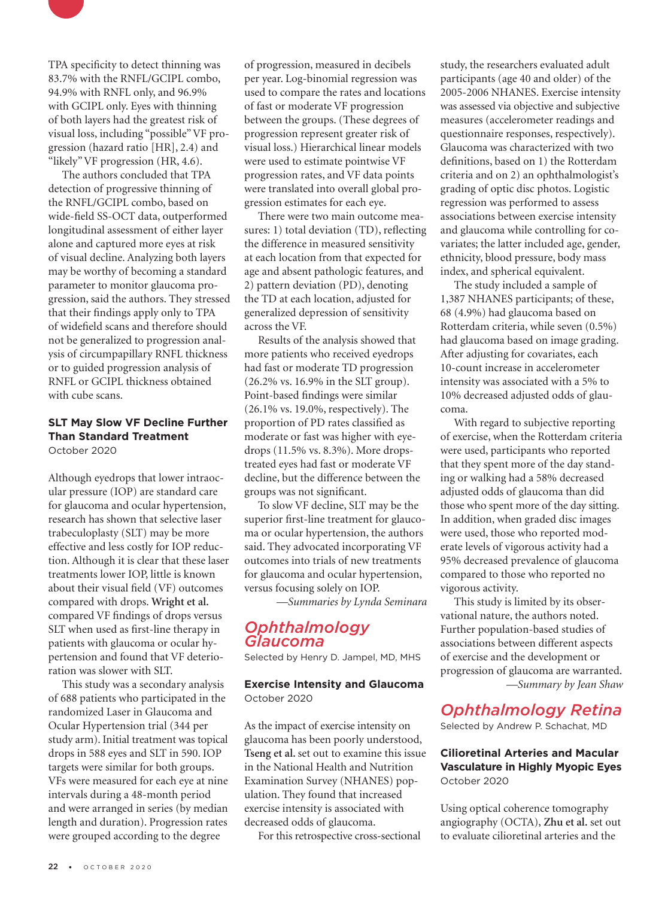TPA specificity to detect thinning was 83.7% with the RNFL/GCIPL combo, 94.9% with RNFL only, and 96.9% with GCIPL only. Eyes with thinning of both layers had the greatest risk of visual loss, including "possible" VF progression (hazard ratio [HR], 2.4) and "likely" VF progression (HR, 4.6).

The authors concluded that TPA detection of progressive thinning of the RNFL/GCIPL combo, based on wide-field SS-OCT data, outperformed longitudinal assessment of either layer alone and captured more eyes at risk of visual decline. Analyzing both layers may be worthy of becoming a standard parameter to monitor glaucoma progression, said the authors. They stressed that their findings apply only to TPA of widefield scans and therefore should not be generalized to progression analysis of circumpapillary RNFL thickness or to guided progression analysis of RNFL or GCIPL thickness obtained with cube scans.

### SLT May Slow VF Decline Further Than Standard Treatment

October 2020

Although eyedrops that lower intraocular pressure (IOP) are standard care for glaucoma and ocular hypertension, research has shown that selective laser trabeculoplasty (SLT) may be more effective and less costly for IOP reduction. Although it is clear that these laser treatments lower IOP, little is known about their visual field (VF) outcomes compared with drops. **Wright et al.** compared VF findings of drops versus SLT when used as first-line therapy in patients with glaucoma or ocular hypertension and found that VF deterioration was slower with SLT.

This study was a secondary analysis of 688 patients who participated in the randomized Laser in Glaucoma and Ocular Hypertension trial (344 per study arm). Initial treatment was topical drops in 588 eyes and SLT in 590. IOP targets were similar for both groups. VFs were measured for each eye at nine intervals during a 48-month period and were arranged in series (by median length and duration). Progression rates were grouped according to the degree of progression, measured in decibels per year. Log-binomial regression was used to compare the rates and locations of fast or moderate VF progression between the groups. (These degrees of progression represent greater risk of visual loss.) Hierarchical linear models were used to estimate pointwise VF progression rates, and VF data points were translated into overall global progression estimates for each eye.

There were two main outcome measures: 1) total deviation (TD), reflecting the difference in measured sensitivity at each location from that expected for age and absent pathologic features, and 2) pattern deviation (PD), denoting the TD at each location, adjusted for generalized depression of sensitivity across the VF.

Results of the analysis showed that more patients who received eyedrops had fast or moderate TD progression (26.2% vs. 16.9% in the SLT group). Point-based findings were similar (26.1% vs. 19.0%, respectively). The proportion of PD rates classified as moderate or fast was higher with eyedrops (11.5% vs. 8.3%). More drops-treated eyes had fast or moderate VF decline, but the difference between the groups was not significant.

To slow VF decline, SLT may be the superior first-line treatment for glaucoma or ocular hypertension, the authors said. They advocated incorporating VF outcomes into trials of new treatments for glaucoma and ocular hypertension, versus focusing solely on IOP.

*—Summaries by Lynda Seminara*

## *Ophthalmology Glaucoma*

Selected by Henry D. Jampel, MD, MHS

### Exercise Intensity and Glaucoma

October 2020

As the impact of exercise intensity on glaucoma has been poorly understood, **Tseng et al.** set out to examine this issue in the National Health and Nutrition Examination Survey (NHANES) population. They found that increased exercise intensity is associated with decreased odds of glaucoma.

For this retrospective cross-sectional study, the researchers evaluated adult participants (age 40 and older) of the 2005-2006 NHANES. Exercise intensity was assessed via objective and subjective measures (accelerometer readings and questionnaire responses, respectively). Glaucoma was characterized with two definitions, based on 1) the Rotterdam criteria and on 2) an ophthalmologist's grading of optic disc photos. Logistic regression was performed to assess associations between exercise intensity and glaucoma while controlling for covariates; the latter included age, gender, ethnicity, blood pressure, body mass index, and spherical equivalent.

The study included a sample of 1,387 NHANES participants; of these, 68 (4.9%) had glaucoma based on Rotterdam criteria, while seven (0.5%) had glaucoma based on image grading. After adjusting for covariates, each 10-count increase in accelerometer intensity was associated with a 5% to 10% decreased adjusted odds of glaucoma.

With regard to subjective reporting of exercise, when the Rotterdam criteria were used, participants who reported that they spent more of the day standing or walking had a 58% decreased adjusted odds of glaucoma than did those who spent more of the day sitting. In addition, when graded disc images were used, those who reported moderate levels of vigorous activity had a 95% decreased prevalence of glaucoma compared to those who reported no vigorous activity.

This study is limited by its observational nature, the authors noted. Further population-based studies of associations between different aspects of exercise and the development or progression of glaucoma are warranted.

*—Summary by Jean Shaw*

## *Ophthalmology Retina*

Selected by Andrew P. Schachat, MD

### Cilioretinal Arteries and Macular Vasculature in Highly Myopic Eyes

October 2020

Using optical coherence tomography angiography (OCTA), **Zhu et al.** set out to evaluate cilioretinal arteries and the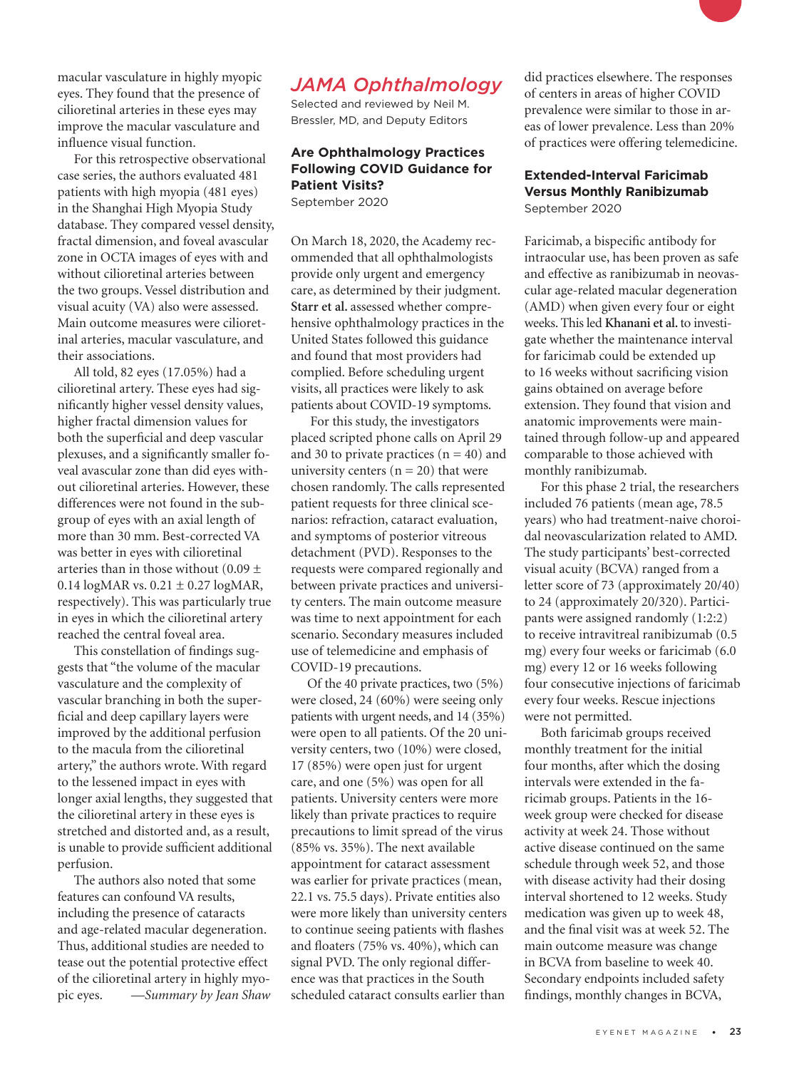macular vasculature in highly myopic eyes. They found that the presence of cilioretinal arteries in these eyes may improve the macular vasculature and influence visual function.

For this retrospective observational case series, the authors evaluated 481 patients with high myopia (481 eyes) in the Shanghai High Myopia Study database. They compared vessel density, fractal dimension, and foveal avascular zone in OCTA images of eyes with and without cilioretinal arteries between the two groups. Vessel distribution and visual acuity (VA) also were assessed. Main outcome measures were cilioretinal arteries, macular vasculature, and their associations.

All told, 82 eyes (17.05%) had a cilioretinal artery. These eyes had significantly higher vessel density values, higher fractal dimension values for both the superficial and deep vascular plexuses, and a significantly smaller foveal avascular zone than did eyes without cilioretinal arteries. However, these differences were not found in the subgroup of eyes with an axial length of more than 30 mm. Best-corrected VA was better in eyes with cilioretinal arteries than in those without (0.09 ± 0.14 logMAR vs. 0.21 ± 0.27 logMAR, respectively). This was particularly true in eyes in which the cilioretinal artery reached the central foveal area.

This constellation of findings suggests that "the volume of the macular vasculature and the complexity of vascular branching in both the superficial and deep capillary layers were improved by the additional perfusion to the macula from the cilioretinal artery," the authors wrote. With regard to the lessened impact in eyes with longer axial lengths, they suggested that the cilioretinal artery in these eyes is stretched and distorted and, as a result, is unable to provide sufficient additional perfusion.

The authors also noted that some features can confound VA results, including the presence of cataracts and age-related macular degeneration. Thus, additional studies are needed to tease out the potential protective effect of the cilioretinal artery in highly myopic eyes. *—Summary by Jean Shaw*

## *JAMA Ophthalmology*

Selected and reviewed by Neil M. Bressler, MD, and Deputy Editors

### Are Ophthalmology Practices Following COVID Guidance for Patient Visits?

September 2020

On March 18, 2020, the Academy recommended that all ophthalmologists provide only urgent and emergency care, as determined by their judgment. **Starr et al.** assessed whether comprehensive ophthalmology practices in the United States followed this guidance and found that most providers had complied. Before scheduling urgent visits, all practices were likely to ask patients about COVID-19 symptoms.

For this study, the investigators placed scripted phone calls on April 29 and 30 to private practices (n = 40) and university centers (n = 20) that were chosen randomly. The calls represented patient requests for three clinical scenarios: refraction, cataract evaluation, and symptoms of posterior vitreous detachment (PVD). Responses to the requests were compared regionally and between private practices and university centers. The main outcome measure was time to next appointment for each scenario. Secondary measures included use of telemedicine and emphasis of COVID-19 precautions.

Of the 40 private practices, two (5%) were closed, 24 (60%) were seeing only patients with urgent needs, and 14 (35%) were open to all patients. Of the 20 university centers, two (10%) were closed, 17 (85%) were open just for urgent care, and one (5%) was open for all patients. University centers were more likely than private practices to require precautions to limit spread of the virus (85% vs. 35%). The next available appointment for cataract assessment was earlier for private practices (mean, 22.1 vs. 75.5 days). Private entities also were more likely than university centers to continue seeing patients with flashes and floaters (75% vs. 40%), which can signal PVD. The only regional difference was that practices in the South scheduled cataract consults earlier than did practices elsewhere. The responses of centers in areas of higher COVID prevalence were similar to those in areas of lower prevalence. Less than 20% of practices were offering telemedicine.

### Extended-Interval Faricimab Versus Monthly Ranibizumab

September 2020

Faricimab, a bispecific antibody for intraocular use, has been proven as safe and effective as ranibizumab in neovascular age-related macular degeneration (AMD) when given every four or eight weeks. This led **Khanani et al.** to investigate whether the maintenance interval for faricimab could be extended up to 16 weeks without sacrificing vision gains obtained on average before extension. They found that vision and anatomic improvements were maintained through follow-up and appeared comparable to those achieved with monthly ranibizumab.

For this phase 2 trial, the researchers included 76 patients (mean age, 78.5 years) who had treatment-naive choroidal neovascularization related to AMD. The study participants' best-corrected visual acuity (BCVA) ranged from a letter score of 73 (approximately 20/40) to 24 (approximately 20/320). Participants were assigned randomly (1:2:2) to receive intravitreal ranibizumab (0.5 mg) every four weeks or faricimab (6.0 mg) every 12 or 16 weeks following four consecutive injections of faricimab every four weeks. Rescue injections were not permitted.

Both faricimab groups received monthly treatment for the initial four months, after which the dosing intervals were extended in the faricimab groups. Patients in the 16-week group were checked for disease activity at week 24. Those without active disease continued on the same schedule through week 52, and those with disease activity had their dosing interval shortened to 12 weeks. Study medication was given up to week 48, and the final visit was at week 52. The main outcome measure was change in BCVA from baseline to week 40. Secondary endpoints included safety findings, monthly changes in BCVA,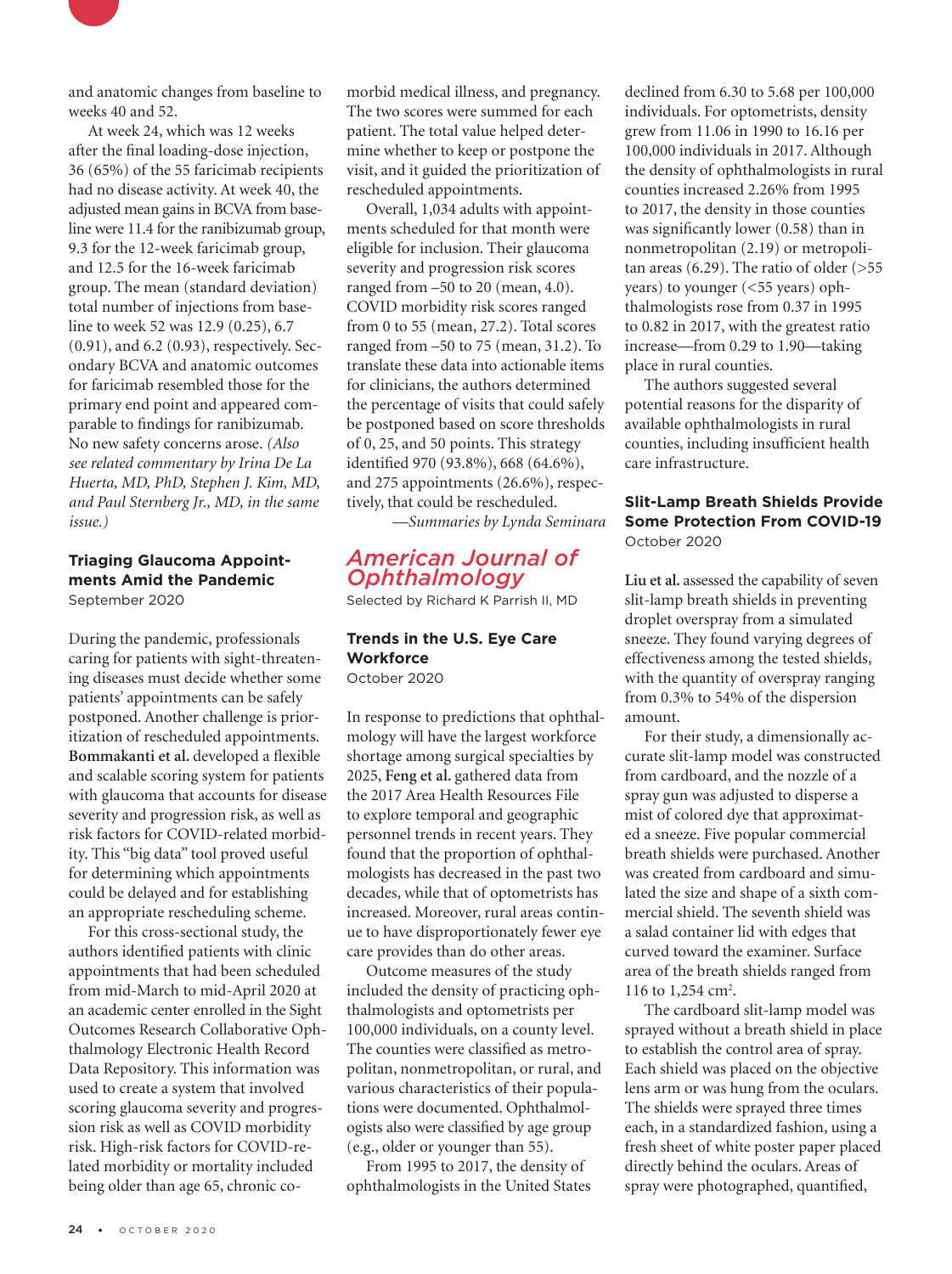and anatomic changes from baseline to weeks 40 and 52.

At week 24, which was 12 weeks after the final loading-dose injection, 36 (65%) of the 55 faricimab recipients had no disease activity. At week 40, the adjusted mean gains in BCVA from baseline were 11.4 for the ranibizumab group, 9.3 for the 12-week faricimab group, and 12.5 for the 16-week faricimab group. The mean (standard deviation) total number of injections from baseline to week 52 was 12.9 (0.25), 6.7 (0.91), and 6.2 (0.93), respectively. Secondary BCVA and anatomic outcomes for faricimab resembled those for the primary end point and appeared comparable to findings for ranibizumab. No new safety concerns arose. *(Also see related commentary by Irina De La Huerta, MD, PhD, Stephen J. Kim, MD, and Paul Sternberg Jr., MD, in the same issue.)*

### Triaging Glaucoma Appointments Amid the Pandemic

September 2020

During the pandemic, professionals caring for patients with sight-threatening diseases must decide whether some patients' appointments can be safely postponed. Another challenge is prioritization of rescheduled appointments. **Bommakanti et al.** developed a flexible and scalable scoring system for patients with glaucoma that accounts for disease severity and progression risk, as well as risk factors for COVID-related morbidity. This "big data" tool proved useful for determining which appointments could be delayed and for establishing an appropriate rescheduling scheme.

For this cross-sectional study, the authors identified patients with clinic appointments that had been scheduled from mid-March to mid-April 2020 at an academic center enrolled in the Sight Outcomes Research Collaborative Ophthalmology Electronic Health Record Data Repository. This information was used to create a system that involved scoring glaucoma severity and progression risk as well as COVID morbidity risk. High-risk factors for COVID-related morbidity or mortality included being older than age 65, chronic comorbid medical illness, and pregnancy. The two scores were summed for each patient. The total value helped determine whether to keep or postpone the visit, and it guided the prioritization of rescheduled appointments.

Overall, 1,034 adults with appointments scheduled for that month were eligible for inclusion. Their glaucoma severity and progression risk scores ranged from –50 to 20 (mean, 4.0). COVID morbidity risk scores ranged from 0 to 55 (mean, 27.2). Total scores ranged from –50 to 75 (mean, 31.2). To translate these data into actionable items for clinicians, the authors determined the percentage of visits that could safely be postponed based on score thresholds of 0, 25, and 50 points. This strategy identified 970 (93.8%), 668 (64.6%), and 275 appointments (26.6%), respectively, that could be rescheduled.

*—Summaries by Lynda Seminara*

## *American Journal of Ophthalmology*

Selected by Richard K Parrish II, MD

### Trends in the U.S. Eye Care Workforce

October 2020

In response to predictions that ophthalmology will have the largest workforce shortage among surgical specialties by 2025, **Feng et al.** gathered data from the 2017 Area Health Resources File to explore temporal and geographic personnel trends in recent years. They found that the proportion of ophthalmologists has decreased in the past two decades, while that of optometrists has increased. Moreover, rural areas continue to have disproportionately fewer eye care provides than do other areas.

Outcome measures of the study included the density of practicing ophthalmologists and optometrists per 100,000 individuals, on a county level. The counties were classified as metropolitan, nonmetropolitan, or rural, and various characteristics of their populations were documented. Ophthalmologists also were classified by age group (e.g., older or younger than 55).

From 1995 to 2017, the density of ophthalmologists in the United States declined from 6.30 to 5.68 per 100,000 individuals. For optometrists, density grew from 11.06 in 1990 to 16.16 per 100,000 individuals in 2017. Although the density of ophthalmologists in rural counties increased 2.26% from 1995 to 2017, the density in those counties was significantly lower (0.58) than in nonmetropolitan (2.19) or metropolitan areas (6.29). The ratio of older (>55 years) to younger (<55 years) ophthalmologists rose from 0.37 in 1995 to 0.82 in 2017, with the greatest ratio increase—from 0.29 to 1.90—taking place in rural counties.

The authors suggested several potential reasons for the disparity of available ophthalmologists in rural counties, including insufficient health care infrastructure.

### Slit-Lamp Breath Shields Provide Some Protection From COVID-19

October 2020

**Liu et al.** assessed the capability of seven slit-lamp breath shields in preventing droplet overspray from a simulated sneeze. They found varying degrees of effectiveness among the tested shields, with the quantity of overspray ranging from 0.3% to 54% of the dispersion amount.

For their study, a dimensionally accurate slit-lamp model was constructed from cardboard, and the nozzle of a spray gun was adjusted to disperse a mist of colored dye that approximated a sneeze. Five popular commercial breath shields were purchased. Another was created from cardboard and simulated the size and shape of a sixth commercial shield. The seventh shield was a salad container lid with edges that curved toward the examiner. Surface area of the breath shields ranged from 116 to 1,254 cm$^2$.

The cardboard slit-lamp model was sprayed without a breath shield in place to establish the control area of spray. Each shield was placed on the objective lens arm or was hung from the oculars. The shields were sprayed three times each, in a standardized fashion, using a fresh sheet of white poster paper placed directly behind the oculars. Areas of spray were photographed, quantified,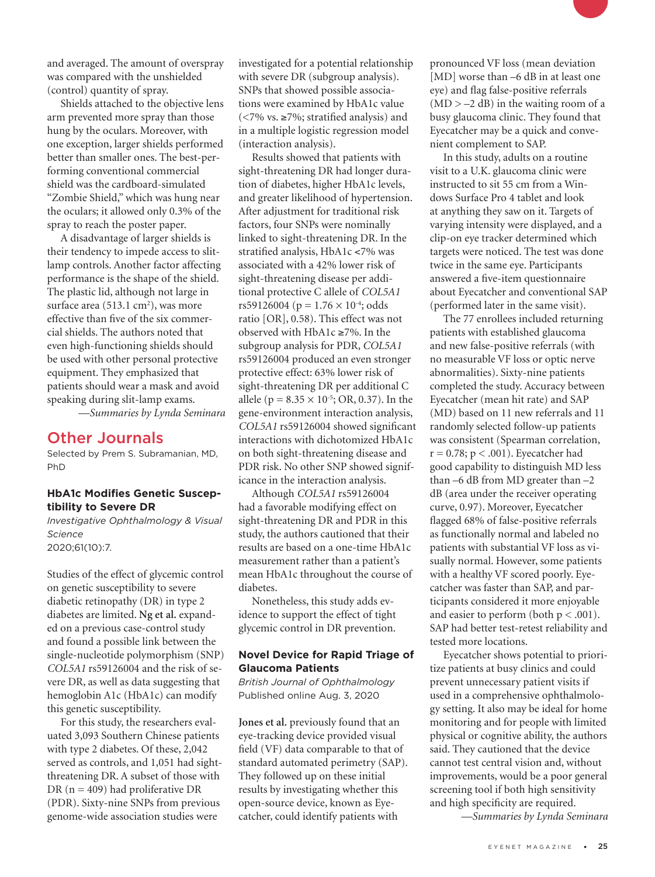and averaged. The amount of overspray was compared with the unshielded (control) quantity of spray.

Shields attached to the objective lens arm prevented more spray than those hung by the oculars. Moreover, with one exception, larger shields performed better than smaller ones. The best-performing conventional commercial shield was the cardboard-simulated "Zombie Shield," which was hung near the oculars; it allowed only 0.3% of the spray to reach the poster paper.

A disadvantage of larger shields is their tendency to impede access to slit-lamp controls. Another factor affecting performance is the shape of the shield. The plastic lid, although not large in surface area (513.1 $cm^2$), was more effective than five of the six commercial shields. The authors noted that even high-functioning shields should be used with other personal protective equipment. They emphasized that patients should wear a mask and avoid speaking during slit-lamp exams.

*—Summaries by Lynda Seminara*

## Other Journals

Selected by Prem S. Subramanian, MD, PhD

### HbA1c Modifies Genetic Susceptibility to Severe DR

*Investigative Ophthalmology & Visual Science*
2020;61(10):7.

Studies of the effect of glycemic control on genetic susceptibility to severe diabetic retinopathy (DR) in type 2 diabetes are limited. **Ng et al.** expanded on a previous case-control study and found a possible link between the single-nucleotide polymorphism (SNP) *COL5A1* rs59126004 and the risk of severe DR, as well as data suggesting that hemoglobin A1c (HbA1c) can modify this genetic susceptibility.

For this study, the researchers evaluated 3,093 Southern Chinese patients with type 2 diabetes. Of these, 2,042 served as controls, and 1,051 had sight-threatening DR. A subset of those with DR (n = 409) had proliferative DR (PDR). Sixty-nine SNPs from previous genome-wide association studies were investigated for a potential relationship with severe DR (subgroup analysis). SNPs that showed possible associations were examined by HbA1c value (<7% vs. ≥7%; stratified analysis) and in a multiple logistic regression model (interaction analysis).

Results showed that patients with sight-threatening DR had longer duration of diabetes, higher HbA1c levels, and greater likelihood of hypertension. After adjustment for traditional risk factors, four SNPs were nominally linked to sight-threatening DR. In the stratified analysis, HbA1c <7% was associated with a 42% lower risk of sight-threatening disease per additional protective C allele of *COL5A1* rs59126004 ($p = 1.76 \times 10^{-4}$; odds ratio [OR], 0.58). This effect was not observed with HbA1c ≥7%. In the subgroup analysis for PDR, *COL5A1* rs59126004 produced an even stronger protective effect: 63% lower risk of sight-threatening DR per additional C allele ($p = 8.35 \times 10^{-5}$; OR, 0.37). In the gene-environment interaction analysis, *COL5A1* rs59126004 showed significant interactions with dichotomized HbA1c on both sight-threatening disease and PDR risk. No other SNP showed significance in the interaction analysis.

Although *COL5A1* rs59126004 had a favorable modifying effect on sight-threatening DR and PDR in this study, the authors cautioned that their results are based on a one-time HbA1c measurement rather than a patient's mean HbA1c throughout the course of diabetes.

Nonetheless, this study adds evidence to support the effect of tight glycemic control in DR prevention.

### Novel Device for Rapid Triage of Glaucoma Patients

*British Journal of Ophthalmology*
Published online Aug. 3, 2020

**Jones et al.** previously found that an eye-tracking device provided visual field (VF) data comparable to that of standard automated perimetry (SAP). They followed up on these initial results by investigating whether this open-source device, known as Eyecatcher, could identify patients with pronounced VF loss (mean deviation [MD] worse than –6 dB in at least one eye) and flag false-positive referrals (MD > –2 dB) in the waiting room of a busy glaucoma clinic. They found that Eyecatcher may be a quick and convenient complement to SAP.

In this study, adults on a routine visit to a U.K. glaucoma clinic were instructed to sit 55 cm from a Windows Surface Pro 4 tablet and look at anything they saw on it. Targets of varying intensity were displayed, and a clip-on eye tracker determined which targets were noticed. The test was done twice in the same eye. Participants answered a five-item questionnaire about Eyecatcher and conventional SAP (performed later in the same visit).

The 77 enrollees included returning patients with established glaucoma and new false-positive referrals (with no measurable VF loss or optic nerve abnormalities). Sixty-nine patients completed the study. Accuracy between Eyecatcher (mean hit rate) and SAP (MD) based on 11 new referrals and 11 randomly selected follow-up patients was consistent (Spearman correlation, $r = 0.78$; $p < .001$). Eyecatcher had good capability to distinguish MD less than –6 dB from MD greater than –2 dB (area under the receiver operating curve, 0.97). Moreover, Eyecatcher flagged 68% of false-positive referrals as functionally normal and labeled no patients with substantial VF loss as visually normal. However, some patients with a healthy VF scored poorly. Eyecatcher was faster than SAP, and participants considered it more enjoyable and easier to perform (both $p < .001$). SAP had better test-retest reliability and tested more locations.

Eyecatcher shows potential to prioritize patients at busy clinics and could prevent unnecessary patient visits if used in a comprehensive ophthalmology setting. It also may be ideal for home monitoring and for people with limited physical or cognitive ability, the authors said. They cautioned that the device cannot test central vision and, without improvements, would be a poor general screening tool if both high sensitivity and high specificity are required.

*—Summaries by Lynda Seminara*